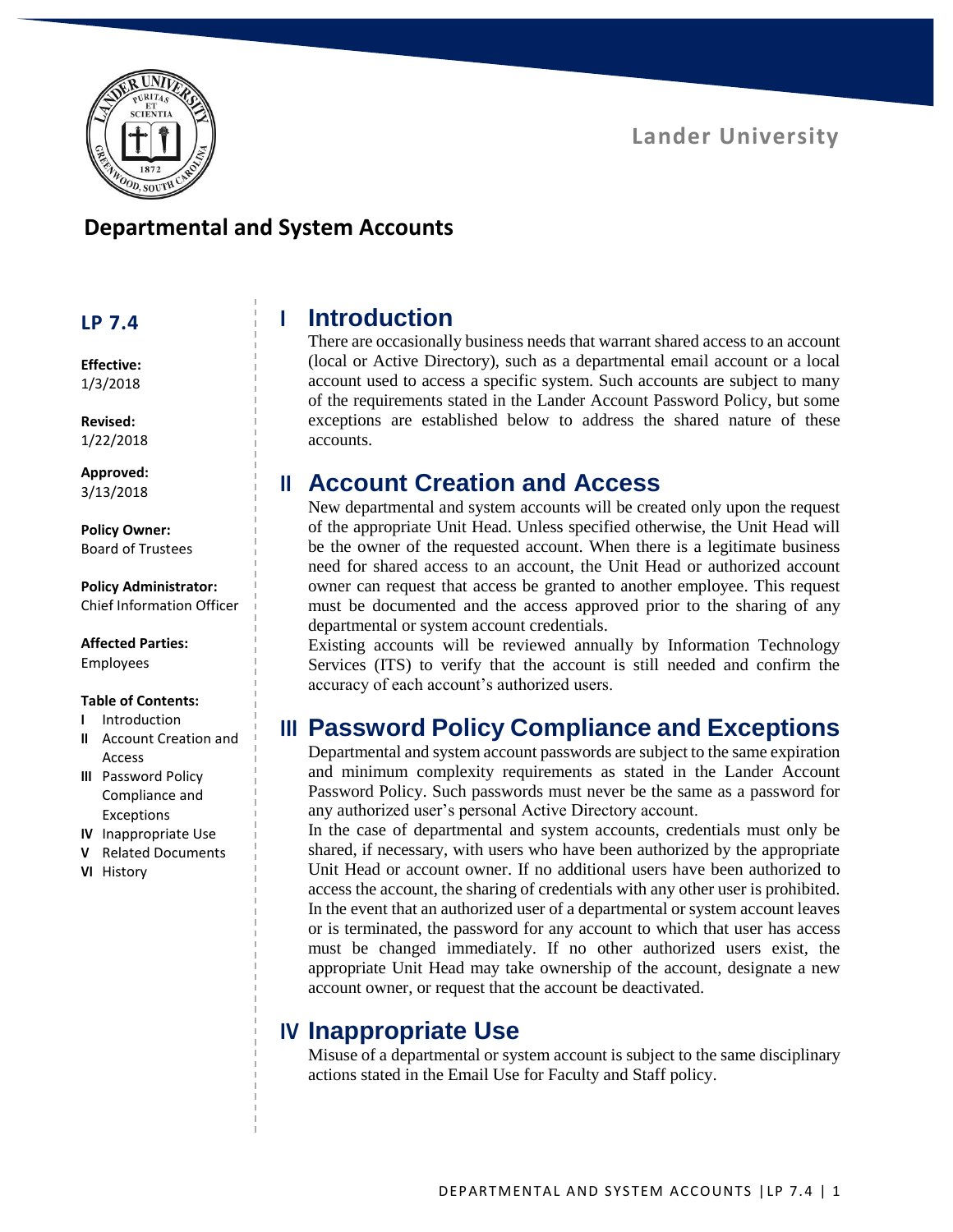Lander University

# Departmental and System Accounts

**LP 7.4**

**Effective:**
1/3/2018

**Revised:**
1/22/2018

**Approved:**
3/13/2018

**Policy Owner:**
Board of Trustees

**Policy Administrator:**
Chief Information Officer

**Affected Parties:**
Employees

**Table of Contents:**

- **I** Introduction
- **II** Account Creation and Access
- **III** Password Policy Compliance and Exceptions
- **IV** Inappropriate Use
- **V** Related Documents
- **VI** History

## I Introduction

There are occasionally business needs that warrant shared access to an account (local or Active Directory), such as a departmental email account or a local account used to access a specific system. Such accounts are subject to many of the requirements stated in the Lander Account Password Policy, but some exceptions are established below to address the shared nature of these accounts.

## II Account Creation and Access

New departmental and system accounts will be created only upon the request of the appropriate Unit Head. Unless specified otherwise, the Unit Head will be the owner of the requested account. When there is a legitimate business need for shared access to an account, the Unit Head or authorized account owner can request that access be granted to another employee. This request must be documented and the access approved prior to the sharing of any departmental or system account credentials.

Existing accounts will be reviewed annually by Information Technology Services (ITS) to verify that the account is still needed and confirm the accuracy of each account's authorized users.

## III Password Policy Compliance and Exceptions

Departmental and system account passwords are subject to the same expiration and minimum complexity requirements as stated in the Lander Account Password Policy. Such passwords must never be the same as a password for any authorized user's personal Active Directory account.

In the case of departmental and system accounts, credentials must only be shared, if necessary, with users who have been authorized by the appropriate Unit Head or account owner. If no additional users have been authorized to access the account, the sharing of credentials with any other user is prohibited.

In the event that an authorized user of a departmental or system account leaves or is terminated, the password for any account to which that user has access must be changed immediately. If no other authorized users exist, the appropriate Unit Head may take ownership of the account, designate a new account owner, or request that the account be deactivated.

## IV Inappropriate Use

Misuse of a departmental or system account is subject to the same disciplinary actions stated in the Email Use for Faculty and Staff policy.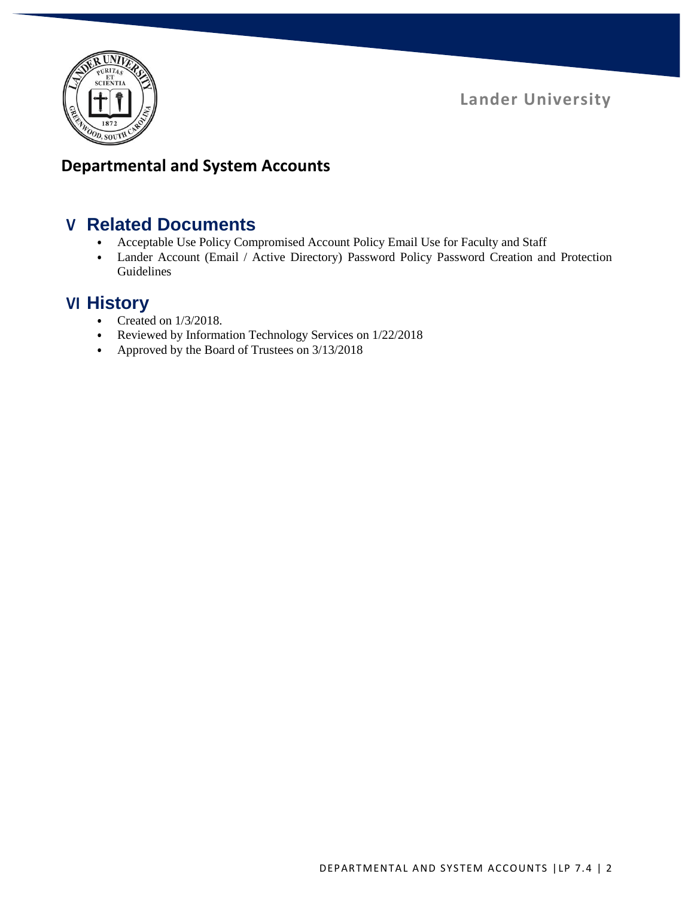## Departmental and System Accounts

## V Related Documents

- Acceptable Use Policy Compromised Account Policy Email Use for Faculty and Staff
- Lander Account (Email / Active Directory) Password Policy Password Creation and Protection Guidelines

## VI History

- Created on 1/3/2018.
- Reviewed by Information Technology Services on 1/22/2018
- Approved by the Board of Trustees on 3/13/2018